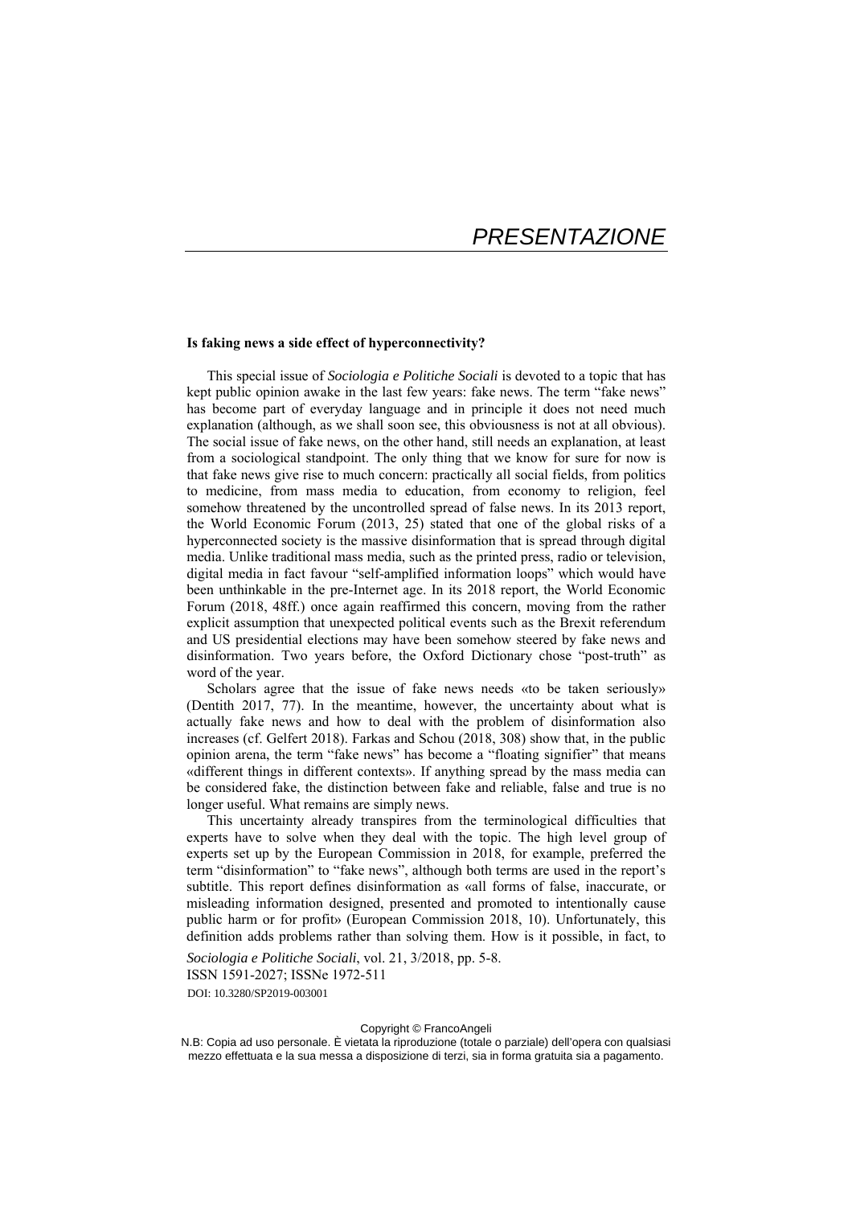# PRESENTAZIONE

## Is faking news a side effect of hyperconnectivity?

This special issue of *Sociologia e Politiche Sociali* is devoted to a topic that has kept public opinion awake in the last few years: fake news. The term "fake news" has become part of everyday language and in principle it does not need much explanation (although, as we shall soon see, this obviousness is not at all obvious). The social issue of fake news, on the other hand, still needs an explanation, at least from a sociological standpoint. The only thing that we know for sure for now is that fake news give rise to much concern: practically all social fields, from politics to medicine, from mass media to education, from economy to religion, feel somehow threatened by the uncontrolled spread of false news. In its 2013 report, the World Economic Forum (2013, 25) stated that one of the global risks of a hyperconnected society is the massive disinformation that is spread through digital media. Unlike traditional mass media, such as the printed press, radio or television, digital media in fact favour "self-amplified information loops" which would have been unthinkable in the pre-Internet age. In its 2018 report, the World Economic Forum (2018, 48ff.) once again reaffirmed this concern, moving from the rather explicit assumption that unexpected political events such as the Brexit referendum and US presidential elections may have been somehow steered by fake news and disinformation. Two years before, the Oxford Dictionary chose "post-truth" as word of the year.

Scholars agree that the issue of fake news needs «to be taken seriously» (Dentith 2017, 77). In the meantime, however, the uncertainty about what is actually fake news and how to deal with the problem of disinformation also increases (cf. Gelfert 2018). Farkas and Schou (2018, 308) show that, in the public opinion arena, the term "fake news" has become a "floating signifier" that means «different things in different contexts». If anything spread by the mass media can be considered fake, the distinction between fake and reliable, false and true is no longer useful. What remains are simply news.

This uncertainty already transpires from the terminological difficulties that experts have to solve when they deal with the topic. The high level group of experts set up by the European Commission in 2018, for example, preferred the term "disinformation" to "fake news", although both terms are used in the report's subtitle. This report defines disinformation as «all forms of false, inaccurate, or misleading information designed, presented and promoted to intentionally cause public harm or for profit» (European Commission 2018, 10). Unfortunately, this definition adds problems rather than solving them. How is it possible, in fact, to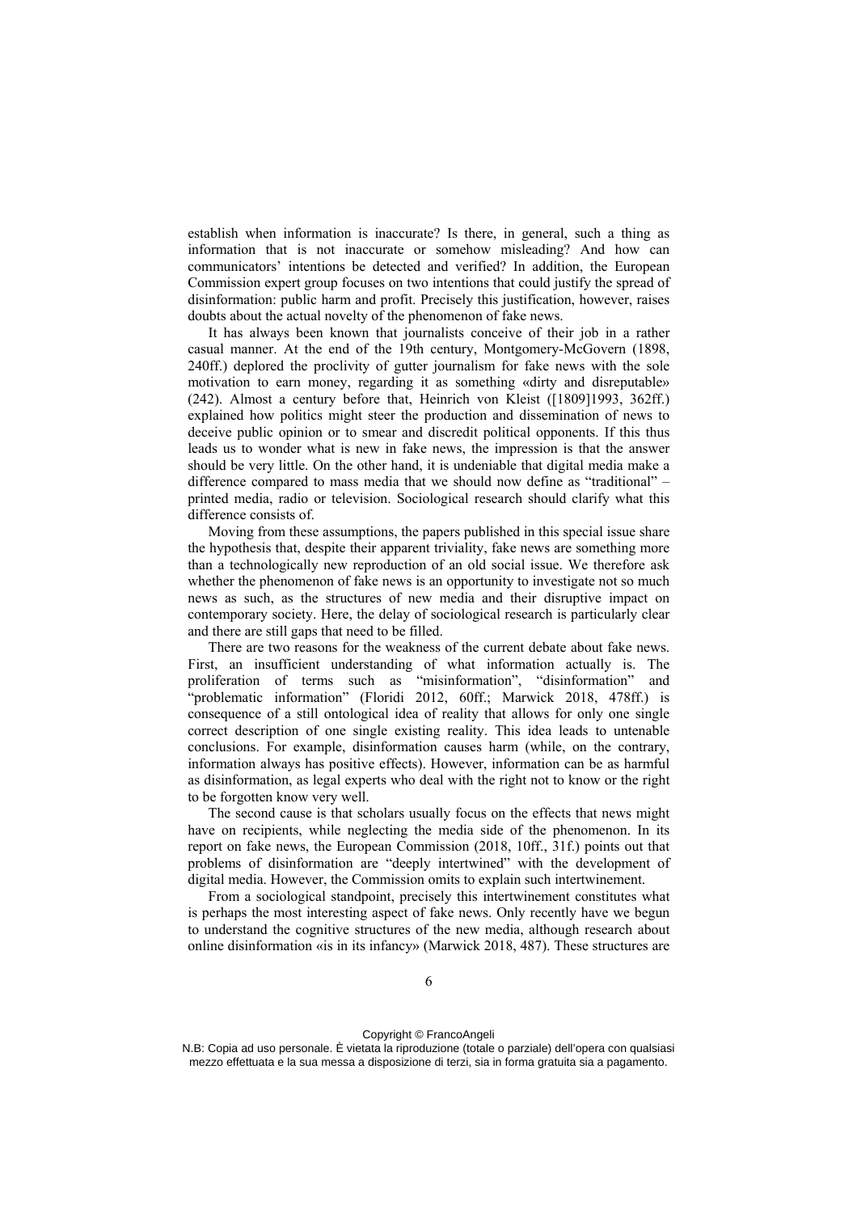establish when information is inaccurate? Is there, in general, such a thing as information that is not inaccurate or somehow misleading? And how can communicators' intentions be detected and verified? In addition, the European Commission expert group focuses on two intentions that could justify the spread of disinformation: public harm and profit. Precisely this justification, however, raises doubts about the actual novelty of the phenomenon of fake news.

It has always been known that journalists conceive of their job in a rather casual manner. At the end of the 19th century, Montgomery-McGovern (1898, 240ff.) deplored the proclivity of gutter journalism for fake news with the sole motivation to earn money, regarding it as something «dirty and disreputable» (242). Almost a century before that, Heinrich von Kleist ([1809]1993, 362ff.) explained how politics might steer the production and dissemination of news to deceive public opinion or to smear and discredit political opponents. If this thus leads us to wonder what is new in fake news, the impression is that the answer should be very little. On the other hand, it is undeniable that digital media make a difference compared to mass media that we should now define as "traditional" – printed media, radio or television. Sociological research should clarify what this difference consists of.

Moving from these assumptions, the papers published in this special issue share the hypothesis that, despite their apparent triviality, fake news are something more than a technologically new reproduction of an old social issue. We therefore ask whether the phenomenon of fake news is an opportunity to investigate not so much news as such, as the structures of new media and their disruptive impact on contemporary society. Here, the delay of sociological research is particularly clear and there are still gaps that need to be filled.

There are two reasons for the weakness of the current debate about fake news. First, an insufficient understanding of what information actually is. The proliferation of terms such as "misinformation", "disinformation" and "problematic information" (Floridi 2012, 60ff.; Marwick 2018, 478ff.) is consequence of a still ontological idea of reality that allows for only one single correct description of one single existing reality. This idea leads to untenable conclusions. For example, disinformation causes harm (while, on the contrary, information always has positive effects). However, information can be as harmful as disinformation, as legal experts who deal with the right not to know or the right to be forgotten know very well.

The second cause is that scholars usually focus on the effects that news might have on recipients, while neglecting the media side of the phenomenon. In its report on fake news, the European Commission (2018, 10ff., 31f.) points out that problems of disinformation are "deeply intertwined" with the development of digital media. However, the Commission omits to explain such intertwinement.

From a sociological standpoint, precisely this intertwinement constitutes what is perhaps the most interesting aspect of fake news. Only recently have we begun to understand the cognitive structures of the new media, although research about online disinformation «is in its infancy» (Marwick 2018, 487). These structures are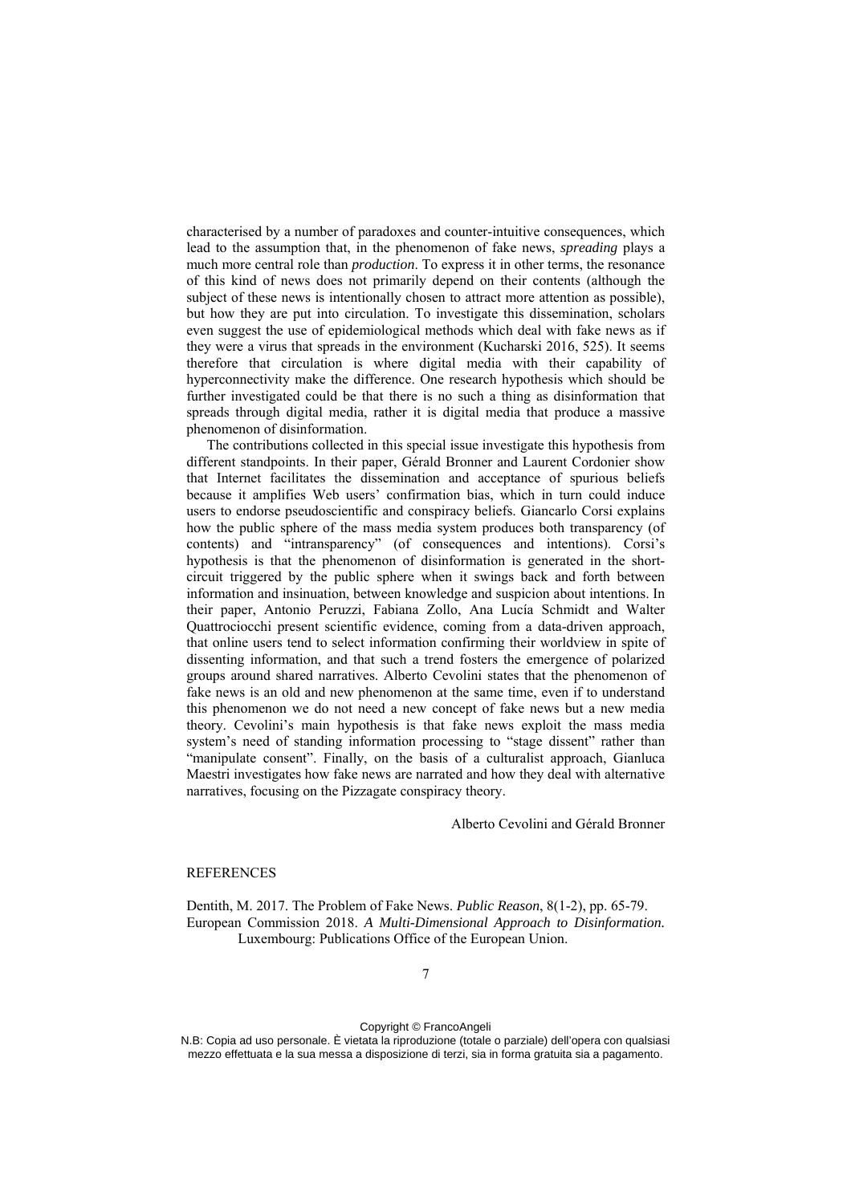characterised by a number of paradoxes and counter-intuitive consequences, which lead to the assumption that, in the phenomenon of fake news, *spreading* plays a much more central role than *production*. To express it in other terms, the resonance of this kind of news does not primarily depend on their contents (although the subject of these news is intentionally chosen to attract more attention as possible), but how they are put into circulation. To investigate this dissemination, scholars even suggest the use of epidemiological methods which deal with fake news as if they were a virus that spreads in the environment (Kucharski 2016, 525). It seems therefore that circulation is where digital media with their capability of hyperconnectivity make the difference. One research hypothesis which should be further investigated could be that there is no such a thing as disinformation that spreads through digital media, rather it is digital media that produce a massive phenomenon of disinformation.

The contributions collected in this special issue investigate this hypothesis from different standpoints. In their paper, Gérald Bronner and Laurent Cordonier show that Internet facilitates the dissemination and acceptance of spurious beliefs because it amplifies Web users' confirmation bias, which in turn could induce users to endorse pseudoscientific and conspiracy beliefs. Giancarlo Corsi explains how the public sphere of the mass media system produces both transparency (of contents) and "intransparency" (of consequences and intentions). Corsi's hypothesis is that the phenomenon of disinformation is generated in the short-circuit triggered by the public sphere when it swings back and forth between information and insinuation, between knowledge and suspicion about intentions. In their paper, Antonio Peruzzi, Fabiana Zollo, Ana Lucía Schmidt and Walter Quattrociocchi present scientific evidence, coming from a data-driven approach, that online users tend to select information confirming their worldview in spite of dissenting information, and that such a trend fosters the emergence of polarized groups around shared narratives. Alberto Cevolini states that the phenomenon of fake news is an old and new phenomenon at the same time, even if to understand this phenomenon we do not need a new concept of fake news but a new media theory. Cevolini's main hypothesis is that fake news exploit the mass media system's need of standing information processing to "stage dissent" rather than "manipulate consent". Finally, on the basis of a culturalist approach, Gianluca Maestri investigates how fake news are narrated and how they deal with alternative narratives, focusing on the Pizzagate conspiracy theory.

Alberto Cevolini and Gérald Bronner

## REFERENCES

Denith, M. 2017. The Problem of Fake News. *Public Reason*, 8(1-2), pp. 65-79.

European Commission 2018. *A Multi-Dimensional Approach to Disinformation.* Luxembourg: Publications Office of the European Union.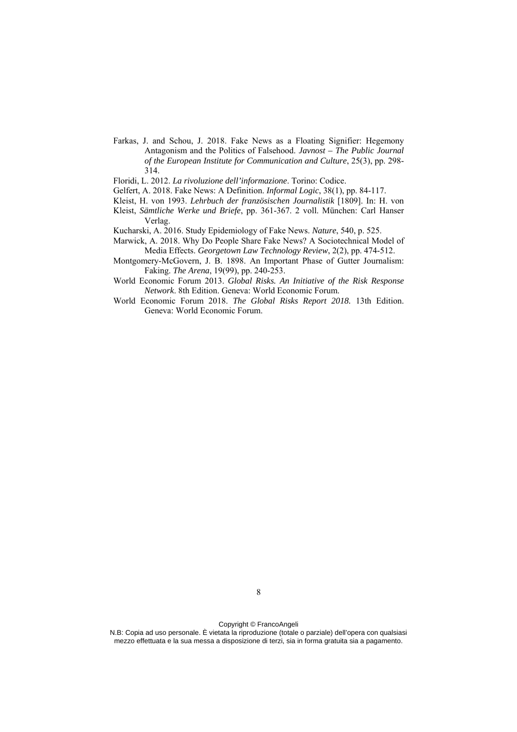Farkas, J. and Schou, J. 2018. Fake News as a Floating Signifier: Hegemony Antagonism and the Politics of Falsehood. *Javnost – The Public Journal of the European Institute for Communication and Culture*, 25(3), pp. 298-314.

Floridi, L. 2012. *La rivoluzione dell'informazione*. Torino: Codice.

Gelfert, A. 2018. Fake News: A Definition. *Informal Logic*, 38(1), pp. 84-117.

Kleist, H. von 1993. *Lehrbuch der französischen Journalistik* [1809]. In: H. von Kleist, *Sämtliche Werke und Briefe*, pp. 361-367. 2 voll. München: Carl Hanser Verlag.

Kucharski, A. 2016. Study Epidemiology of Fake News. *Nature*, 540, p. 525.

Marwick, A. 2018. Why Do People Share Fake News? A Sociotechnical Model of Media Effects. *Georgetown Law Technology Review*, 2(2), pp. 474-512.

Montgomery-McGovern, J. B. 1898. An Important Phase of Gutter Journalism: Faking. *The Arena*, 19(99), pp. 240-253.

World Economic Forum 2013. *Global Risks. An Initiative of the Risk Response Network*. 8th Edition. Geneva: World Economic Forum.

World Economic Forum 2018. *The Global Risks Report 2018.* 13th Edition. Geneva: World Economic Forum.

Copyright © FrancoAngeli
N.B: Copia ad uso personale. È vietata la riproduzione (totale o parziale) dell'opera con qualsiasi mezzo effettuata e la sua messa a disposizione di terzi, sia in forma gratuita sia a pagamento.